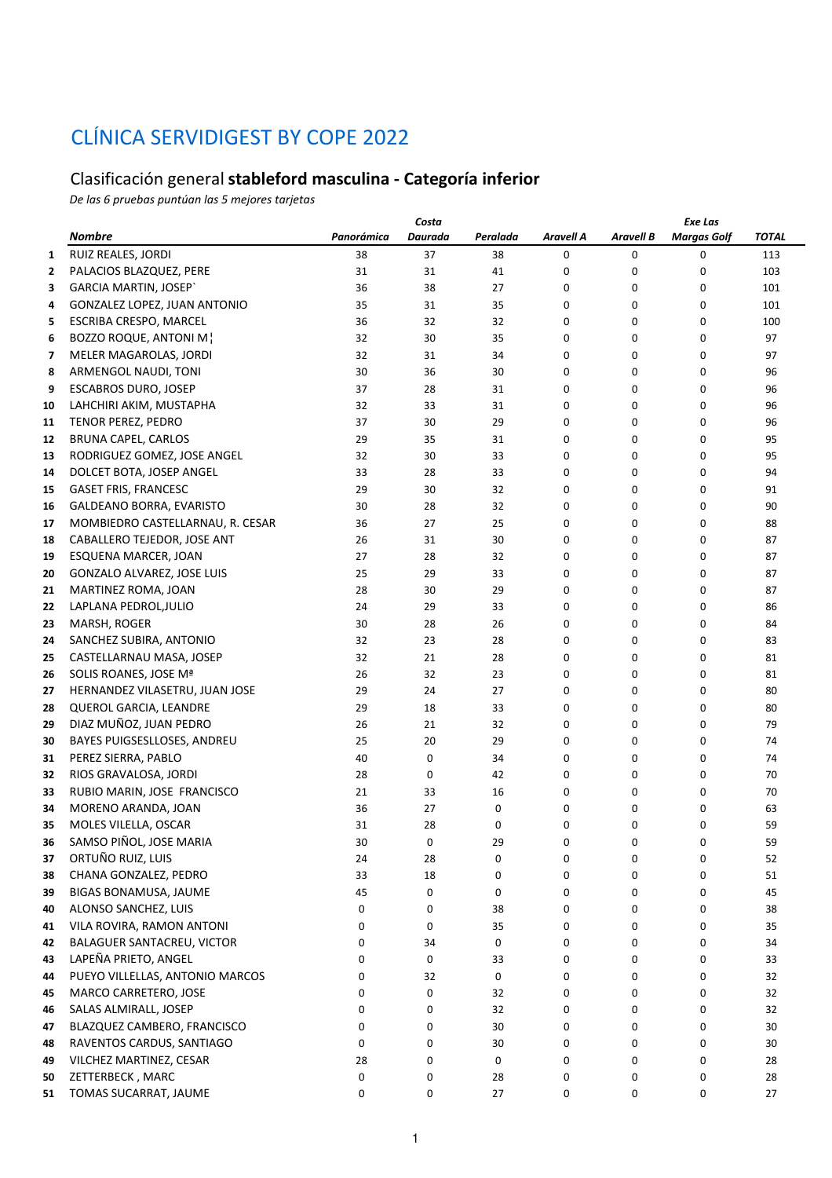# CLÍNICA SERVIDIGEST BY COPE 2022

## Clasificación general **stableford masculina - Categoría inferior**

*De las 6 pruebas puntúan las 5 mejores tarjetas*

| | **Nombre** | **Panorámica** | **Costa Daurada** | **Peralada** | **Aravell A** | **Aravell B** | **Exe Las Margas Golf** | **TOTAL** |
|---|---|---|---|---|---|---|---|---|
| 1 | RUIZ REALES, JORDI | 38 | 37 | 38 | 0 | 0 | 0 | 113 |
| 2 | PALACIOS BLAZQUEZ, PERE | 31 | 31 | 41 | 0 | 0 | 0 | 103 |
| 3 | GARCIA MARTIN, JOSEP` | 36 | 38 | 27 | 0 | 0 | 0 | 101 |
| 4 | GONZALEZ LOPEZ, JUAN ANTONIO | 35 | 31 | 35 | 0 | 0 | 0 | 101 |
| 5 | ESCRIBA CRESPO, MARCEL | 36 | 32 | 32 | 0 | 0 | 0 | 100 |
| 6 | BOZZO ROQUE, ANTONI M¦ | 32 | 30 | 35 | 0 | 0 | 0 | 97 |
| 7 | MELER MAGAROLAS, JORDI | 32 | 31 | 34 | 0 | 0 | 0 | 97 |
| 8 | ARMENGOL NAUDI, TONI | 30 | 36 | 30 | 0 | 0 | 0 | 96 |
| 9 | ESCABROS DURO, JOSEP | 37 | 28 | 31 | 0 | 0 | 0 | 96 |
| 10 | LAHCHIRI AKIM, MUSTAPHA | 32 | 33 | 31 | 0 | 0 | 0 | 96 |
| 11 | TENOR PEREZ, PEDRO | 37 | 30 | 29 | 0 | 0 | 0 | 96 |
| 12 | BRUNA CAPEL, CARLOS | 29 | 35 | 31 | 0 | 0 | 0 | 95 |
| 13 | RODRIGUEZ GOMEZ, JOSE ANGEL | 32 | 30 | 33 | 0 | 0 | 0 | 95 |
| 14 | DOLCET BOTA, JOSEP ANGEL | 33 | 28 | 33 | 0 | 0 | 0 | 94 |
| 15 | GASET FRIS, FRANCESC | 29 | 30 | 32 | 0 | 0 | 0 | 91 |
| 16 | GALDEANO BORRA, EVARISTO | 30 | 28 | 32 | 0 | 0 | 0 | 90 |
| 17 | MOMBIEDRO CASTELLARNAU, R. CESAR | 36 | 27 | 25 | 0 | 0 | 0 | 88 |
| 18 | CABALLERO TEJEDOR, JOSE ANT | 26 | 31 | 30 | 0 | 0 | 0 | 87 |
| 19 | ESQUENA MARCER, JOAN | 27 | 28 | 32 | 0 | 0 | 0 | 87 |
| 20 | GONZALO ALVAREZ, JOSE LUIS | 25 | 29 | 33 | 0 | 0 | 0 | 87 |
| 21 | MARTINEZ ROMA, JOAN | 28 | 30 | 29 | 0 | 0 | 0 | 87 |
| 22 | LAPLANA PEDROL,JULIO | 24 | 29 | 33 | 0 | 0 | 0 | 86 |
| 23 | MARSH, ROGER | 30 | 28 | 26 | 0 | 0 | 0 | 84 |
| 24 | SANCHEZ SUBIRA, ANTONIO | 32 | 23 | 28 | 0 | 0 | 0 | 83 |
| 25 | CASTELLARNAU MASA, JOSEP | 32 | 21 | 28 | 0 | 0 | 0 | 81 |
| 26 | SOLIS ROANES, JOSE Mª | 26 | 32 | 23 | 0 | 0 | 0 | 81 |
| 27 | HERNANDEZ VILASETRU, JUAN JOSE | 29 | 24 | 27 | 0 | 0 | 0 | 80 |
| 28 | QUEROL GARCIA, LEANDRE | 29 | 18 | 33 | 0 | 0 | 0 | 80 |
| 29 | DIAZ MUÑOZ, JUAN PEDRO | 26 | 21 | 32 | 0 | 0 | 0 | 79 |
| 30 | BAYES PUIGSESLLOSES, ANDREU | 25 | 20 | 29 | 0 | 0 | 0 | 74 |
| 31 | PEREZ SIERRA, PABLO | 40 | 0 | 34 | 0 | 0 | 0 | 74 |
| 32 | RIOS GRAVALOSA, JORDI | 28 | 0 | 42 | 0 | 0 | 0 | 70 |
| 33 | RUBIO MARIN, JOSE FRANCISCO | 21 | 33 | 16 | 0 | 0 | 0 | 70 |
| 34 | MORENO ARANDA, JOAN | 36 | 27 | 0 | 0 | 0 | 0 | 63 |
| 35 | MOLES VILELLA, OSCAR | 31 | 28 | 0 | 0 | 0 | 0 | 59 |
| 36 | SAMSO PIÑOL, JOSE MARIA | 30 | 0 | 29 | 0 | 0 | 0 | 59 |
| 37 | ORTUÑO RUIZ, LUIS | 24 | 28 | 0 | 0 | 0 | 0 | 52 |
| 38 | CHANA GONZALEZ, PEDRO | 33 | 18 | 0 | 0 | 0 | 0 | 51 |
| 39 | BIGAS BONAMUSA, JAUME | 45 | 0 | 0 | 0 | 0 | 0 | 45 |
| 40 | ALONSO SANCHEZ, LUIS | 0 | 0 | 38 | 0 | 0 | 0 | 38 |
| 41 | VILA ROVIRA, RAMON ANTONI | 0 | 0 | 35 | 0 | 0 | 0 | 35 |
| 42 | BALAGUER SANTACREU, VICTOR | 0 | 34 | 0 | 0 | 0 | 0 | 34 |
| 43 | LAPEÑA PRIETO, ANGEL | 0 | 0 | 33 | 0 | 0 | 0 | 33 |
| 44 | PUEYO VILLELLAS, ANTONIO MARCOS | 0 | 32 | 0 | 0 | 0 | 0 | 32 |
| 45 | MARCO CARRETERO, JOSE | 0 | 0 | 32 | 0 | 0 | 0 | 32 |
| 46 | SALAS ALMIRALL, JOSEP | 0 | 0 | 32 | 0 | 0 | 0 | 32 |
| 47 | BLAZQUEZ CAMBERO, FRANCISCO | 0 | 0 | 30 | 0 | 0 | 0 | 30 |
| 48 | RAVENTOS CARDUS, SANTIAGO | 0 | 0 | 30 | 0 | 0 | 0 | 30 |
| 49 | VILCHEZ MARTINEZ, CESAR | 28 | 0 | 0 | 0 | 0 | 0 | 28 |
| 50 | ZETTERBECK , MARC | 0 | 0 | 28 | 0 | 0 | 0 | 28 |
| 51 | TOMAS SUCARRAT, JAUME | 0 | 0 | 27 | 0 | 0 | 0 | 27 |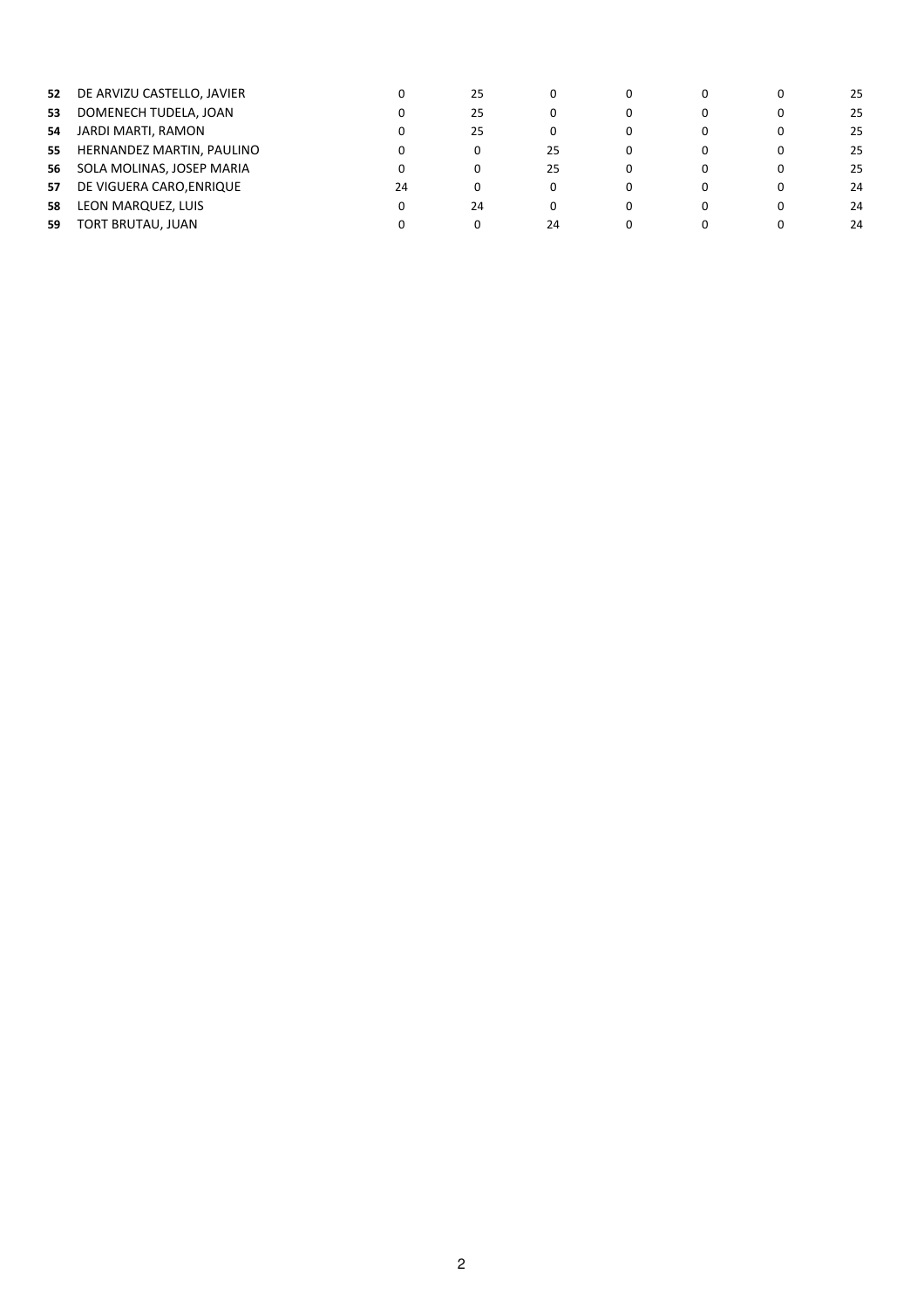| | | | | | | | | |
|---|---|---|---|---|---|---|---|---|
| **52** | DE ARVIZU CASTELLO, JAVIER | 0 | 25 | 0 | 0 | 0 | 0 | 25 |
| **53** | DOMENECH TUDELA, JOAN | 0 | 25 | 0 | 0 | 0 | 0 | 25 |
| **54** | JARDI MARTI, RAMON | 0 | 25 | 0 | 0 | 0 | 0 | 25 |
| **55** | HERNANDEZ MARTIN, PAULINO | 0 | 0 | 25 | 0 | 0 | 0 | 25 |
| **56** | SOLA MOLINAS, JOSEP MARIA | 0 | 0 | 25 | 0 | 0 | 0 | 25 |
| **57** | DE VIGUERA CARO,ENRIQUE | 24 | 0 | 0 | 0 | 0 | 0 | 24 |
| **58** | LEON MARQUEZ, LUIS | 0 | 24 | 0 | 0 | 0 | 0 | 24 |
| **59** | TORT BRUTAU, JUAN | 0 | 0 | 24 | 0 | 0 | 0 | 24 |